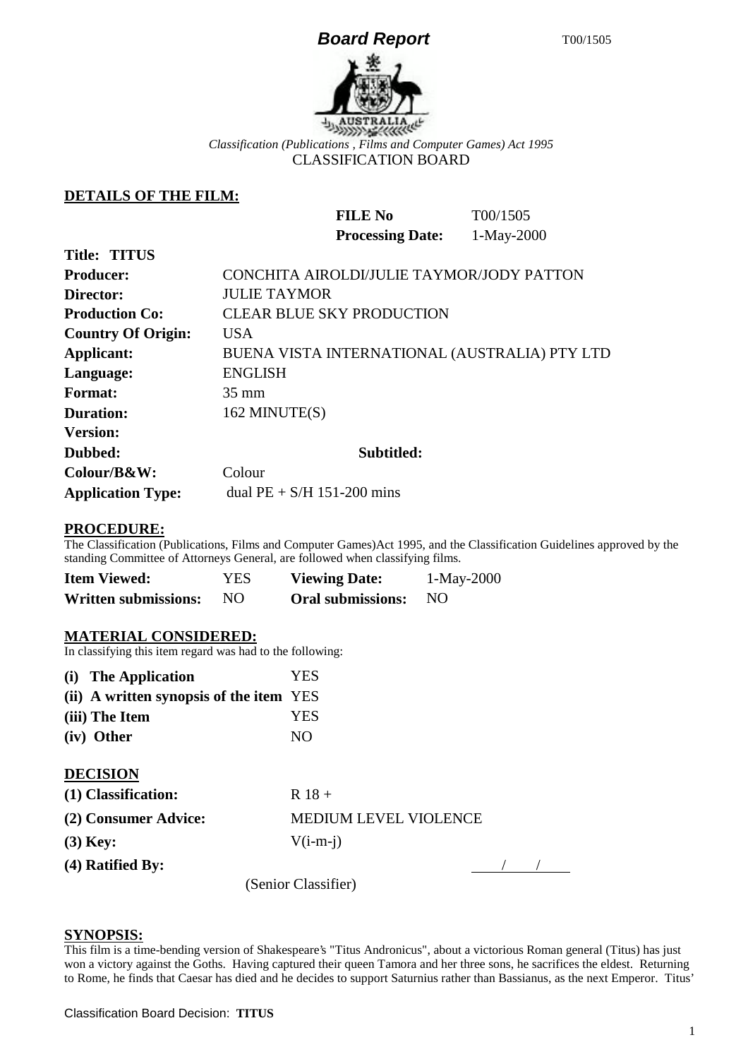# Board Report

*Classification (Publications , Films and Computer Games) Act 1995*
CLASSIFICATION BOARD

## DETAILS OF THE FILM:

| | |
|---|---|
| **FILE No** | T00/1505 |
| **Processing Date:** | 1-May-2000 |

| | |
|---|---|
| **Title: TITUS** | |
| **Producer:** | CONCHITA AIROLDI/JULIE TAYMOR/JODY PATTON |
| **Director:** | JULIE TAYMOR |
| **Production Co:** | CLEAR BLUE SKY PRODUCTION |
| **Country Of Origin:** | USA |
| **Applicant:** | BUENA VISTA INTERNATIONAL (AUSTRALIA) PTY LTD |
| **Language:** | ENGLISH |
| **Format:** | 35 mm |
| **Duration:** | 162 MINUTE(S) |
| **Version:** | |
| **Dubbed:** | **Subtitled:** |
| **Colour/B&W:** | Colour |
| **Application Type:** | dual PE + S/H 151-200 mins |

## PROCEDURE:

The Classification (Publications, Films and Computer Games)Act 1995, and the Classification Guidelines approved by the standing Committee of Attorneys General, are followed when classifying films.

| | | | |
|---|---|---|---|
| **Item Viewed:** | YES | **Viewing Date:** | 1-May-2000 |
| **Written submissions:** | NO | **Oral submissions:** | NO |

## MATERIAL CONSIDERED:

In classifying this item regard was had to the following:

| | |
|---|---|
| **(i) The Application** | YES |
| **(ii) A written synopsis of the item** | YES |
| **(iii) The Item** | YES |
| **(iv) Other** | NO |

## DECISION

| | |
|---|---|
| **(1) Classification:** | R 18 + |
| **(2) Consumer Advice:** | MEDIUM LEVEL VIOLENCE |
| **(3) Key:** | V(i-m-j) |
| **(4) Ratified By:** | (Senior Classifier) / / |

## SYNOPSIS:

This film is a time-bending version of Shakespeare's "Titus Andronicus", about a victorious Roman general (Titus) has just won a victory against the Goths. Having captured their queen Tamora and her three sons, he sacrifices the eldest. Returning to Rome, he finds that Caesar has died and he decides to support Saturnius rather than Bassianus, as the next Emperor. Titus'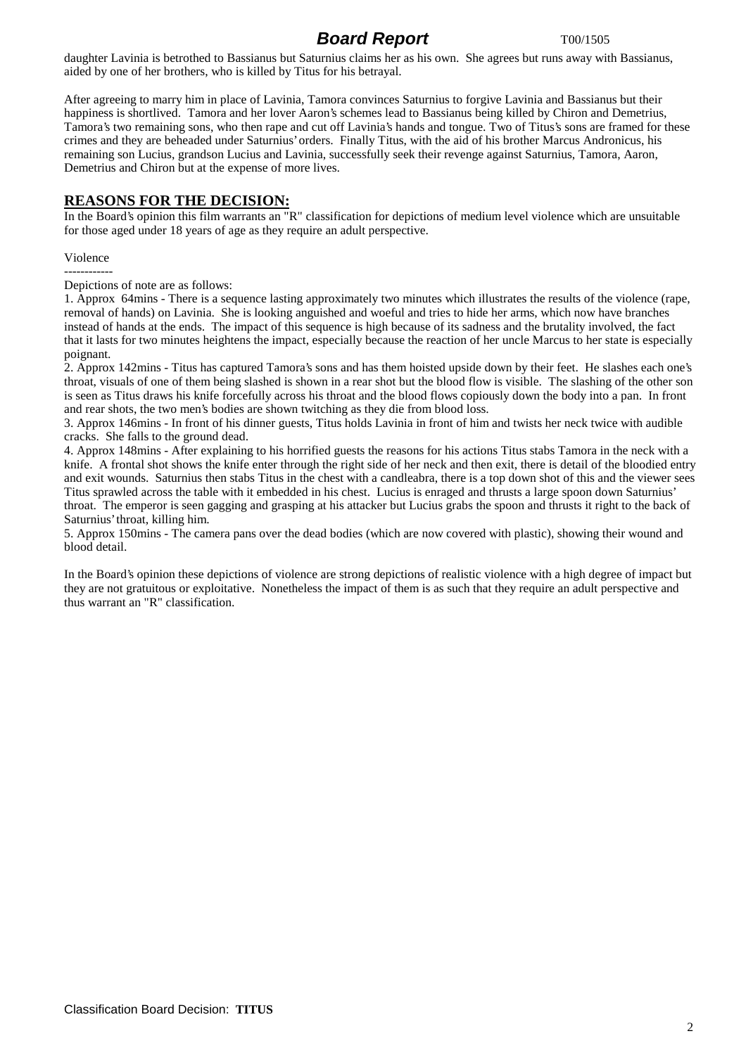daughter Lavinia is betrothed to Bassianus but Saturnius claims her as his own. She agrees but runs away with Bassianus, aided by one of her brothers, who is killed by Titus for his betrayal.

After agreeing to marry him in place of Lavinia, Tamora convinces Saturnius to forgive Lavinia and Bassianus but their happiness is shortlived. Tamora and her lover Aaron's schemes lead to Bassianus being killed by Chiron and Demetrius, Tamora's two remaining sons, who then rape and cut off Lavinia's hands and tongue. Two of Titus's sons are framed for these crimes and they are beheaded under Saturnius' orders. Finally Titus, with the aid of his brother Marcus Andronicus, his remaining son Lucius, grandson Lucius and Lavinia, successfully seek their revenge against Saturnius, Tamora, Aaron, Demetrius and Chiron but at the expense of more lives.

## REASONS FOR THE DECISION:

In the Board's opinion this film warrants an "R" classification for depictions of medium level violence which are unsuitable for those aged under 18 years of age as they require an adult perspective.

Violence
------------

Depictions of note are as follows:

1. Approx 64mins - There is a sequence lasting approximately two minutes which illustrates the results of the violence (rape, removal of hands) on Lavinia. She is looking anguished and woeful and tries to hide her arms, which now have branches instead of hands at the ends. The impact of this sequence is high because of its sadness and the brutality involved, the fact that it lasts for two minutes heightens the impact, especially because the reaction of her uncle Marcus to her state is especially poignant.
2. Approx 142mins - Titus has captured Tamora's sons and has them hoisted upside down by their feet. He slashes each one's throat, visuals of one of them being slashed is shown in a rear shot but the blood flow is visible. The slashing of the other son is seen as Titus draws his knife forcefully across his throat and the blood flows copiously down the body into a pan. In front and rear shots, the two men's bodies are shown twitching as they die from blood loss.
3. Approx 146mins - In front of his dinner guests, Titus holds Lavinia in front of him and twists her neck twice with audible cracks. She falls to the ground dead.
4. Approx 148mins - After explaining to his horrified guests the reasons for his actions Titus stabs Tamora in the neck with a knife. A frontal shot shows the knife enter through the right side of her neck and then exit, there is detail of the bloodied entry and exit wounds. Saturnius then stabs Titus in the chest with a candleabra, there is a top down shot of this and the viewer sees Titus sprawled across the table with it embedded in his chest. Lucius is enraged and thrusts a large spoon down Saturnius' throat. The emperor is seen gagging and grasping at his attacker but Lucius grabs the spoon and thrusts it right to the back of Saturnius' throat, killing him.
5. Approx 150mins - The camera pans over the dead bodies (which are now covered with plastic), showing their wound and blood detail.

In the Board's opinion these depictions of violence are strong depictions of realistic violence with a high degree of impact but they are not gratuitous or exploitative. Nonetheless the impact of them is as such that they require an adult perspective and thus warrant an "R" classification.